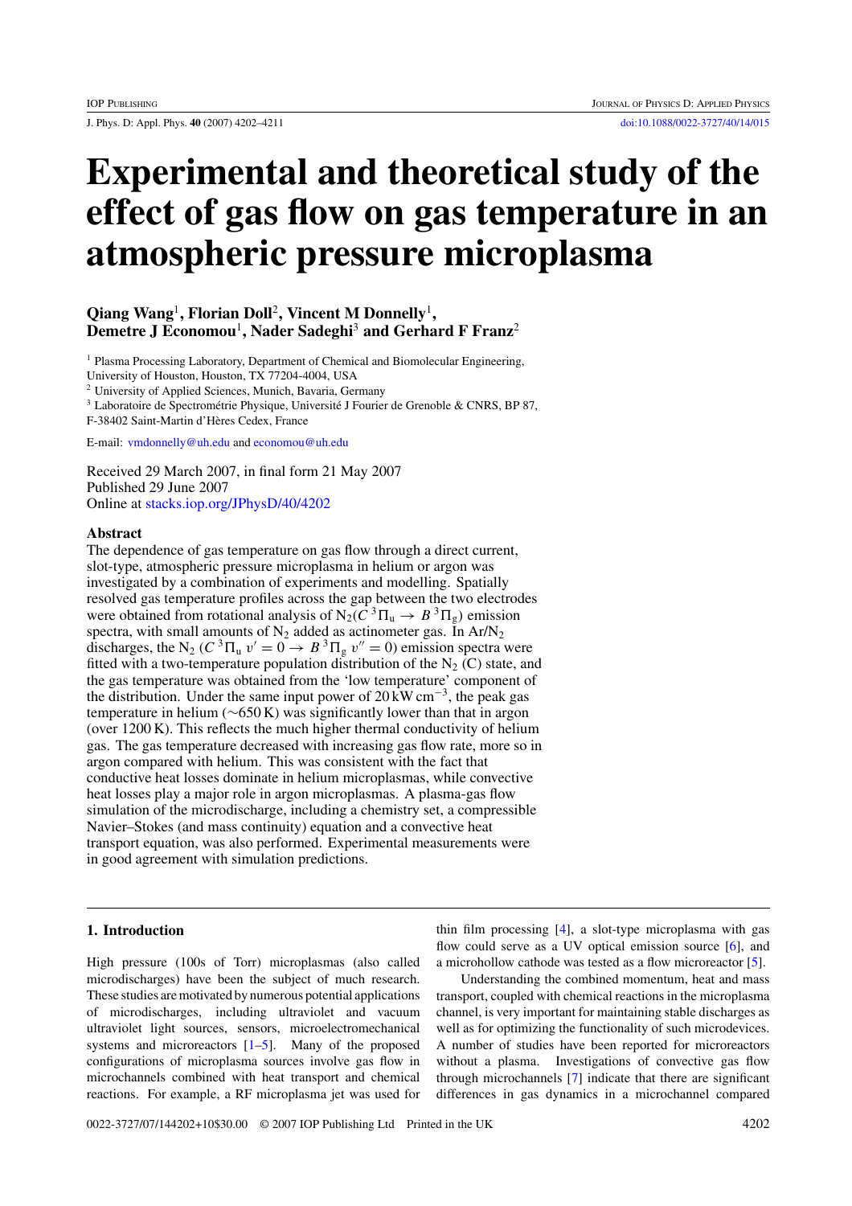# Experimental and theoretical study of the effect of gas flow on gas temperature in an atmospheric pressure microplasma

**Qiang Wang[1], Florian Doll[2], Vincent M Donnelly[1], Demetre J Economou[1], Nader Sadeghi[3] and Gerhard F Franz[2]**

[1] Plasma Processing Laboratory, Department of Chemical and Biomolecular Engineering, University of Houston, Houston, TX 77204-4004, USA

[2] University of Applied Sciences, Munich, Bavaria, Germany

[3] Laboratoire de Spectrométrie Physique, Université J Fourier de Grenoble & CNRS, BP 87, F-38402 Saint-Martin d'Hères Cedex, France

E-mail: vmdonnelly@uh.edu and economou@uh.edu

Received 29 March 2007, in final form 21 May 2007
Published 29 June 2007
Online at stacks.iop.org/JPhysD/40/4202

### Abstract

The dependence of gas temperature on gas flow through a direct current, slot-type, atmospheric pressure microplasma in helium or argon was investigated by a combination of experiments and modelling. Spatially resolved gas temperature profiles across the gap between the two electrodes were obtained from rotational analysis of $N_2(C\,^3\Pi_u \rightarrow B\,^3\Pi_g)$ emission spectra, with small amounts of $N_2$ added as actinometer gas. In $Ar/N_2$ discharges, the $N_2$ $(C\,^3\Pi_u\ v' = 0 \rightarrow B\,^3\Pi_g\ v'' = 0)$ emission spectra were fitted with a two-temperature population distribution of the $N_2$ (C) state, and the gas temperature was obtained from the 'low temperature' component of the distribution. Under the same input power of 20 kW cm$^{-3}$, the peak gas temperature in helium (∼650 K) was significantly lower than that in argon (over 1200 K). This reflects the much higher thermal conductivity of helium gas. The gas temperature decreased with increasing gas flow rate, more so in argon compared with helium. This was consistent with the fact that conductive heat losses dominate in helium microplasmas, while convective heat losses play a major role in argon microplasmas. A plasma-gas flow simulation of the microdischarge, including a chemistry set, a compressible Navier–Stokes (and mass continuity) equation and a convective heat transport equation, was also performed. Experimental measurements were in good agreement with simulation predictions.

## 1. Introduction

High pressure (100s of Torr) microplasmas (also called microdischarges) have been the subject of much research. These studies are motivated by numerous potential applications of microdischarges, including ultraviolet and vacuum ultraviolet light sources, sensors, microelectromechanical systems and microreactors [1–5]. Many of the proposed configurations of microplasma sources involve gas flow in microchannels combined with heat transport and chemical reactions. For example, a RF microplasma jet was used for thin film processing [4], a slot-type microplasma with gas flow could serve as a UV optical emission source [6], and a microhollow cathode was tested as a flow microreactor [5].

Understanding the combined momentum, heat and mass transport, coupled with chemical reactions in the microplasma channel, is very important for maintaining stable discharges as well as for optimizing the functionality of such microdevices. A number of studies have been reported for microreactors without a plasma. Investigations of convective gas flow through microchannels [7] indicate that there are significant differences in gas dynamics in a microchannel compared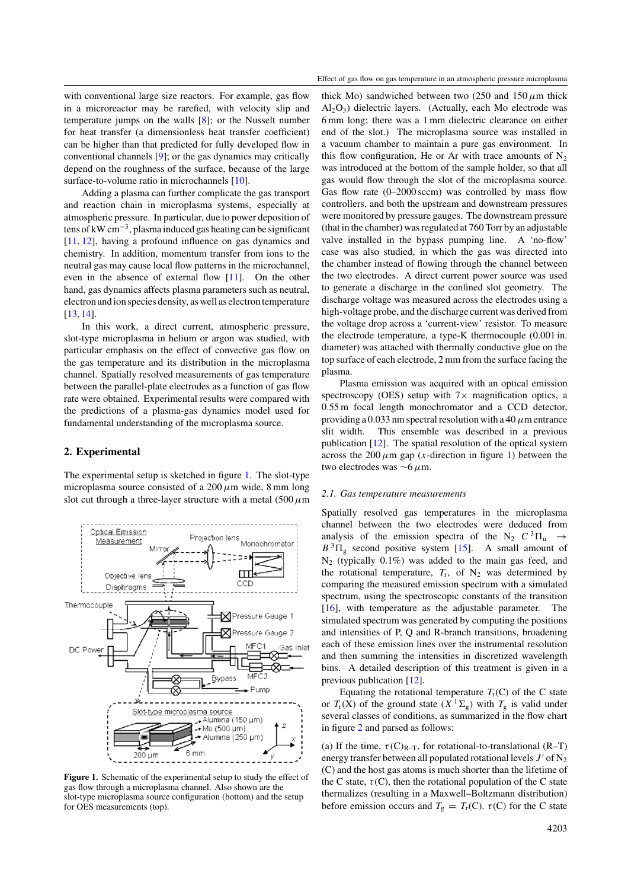with conventional large size reactors. For example, gas flow in a microreactor may be rarefied, with velocity slip and temperature jumps on the walls [8]; or the Nusselt number for heat transfer (a dimensionless heat transfer coefficient) can be higher than that predicted for fully developed flow in conventional channels [9]; or the gas dynamics may critically depend on the roughness of the surface, because of the large surface-to-volume ratio in microchannels [10].

Adding a plasma can further complicate the gas transport and reaction chain in microplasma systems, especially at atmospheric pressure. In particular, due to power deposition of tens of kW $cm^{-3}$, plasma induced gas heating can be significant [11, 12], having a profound influence on gas dynamics and chemistry. In addition, momentum transfer from ions to the neutral gas may cause local flow patterns in the microchannel, even in the absence of external flow [11]. On the other hand, gas dynamics affects plasma parameters such as neutral, electron and ion species density, as well as electron temperature [13, 14].

In this work, a direct current, atmospheric pressure, slot-type microplasma in helium or argon was studied, with particular emphasis on the effect of convective gas flow on the gas temperature and its distribution in the microplasma channel. Spatially resolved measurements of gas temperature between the parallel-plate electrodes as a function of gas flow rate were obtained. Experimental results were compared with the predictions of a plasma-gas dynamics model used for fundamental understanding of the microplasma source.

## 2. Experimental

The experimental setup is sketched in figure 1. The slot-type microplasma source consisted of a 200 $\mu$m wide, 8 mm long slot cut through a three-layer structure with a metal (500 $\mu$m thick Mo) sandwiched between two (250 and 150 $\mu$m thick $Al_2O_3$) dielectric layers. (Actually, each Mo electrode was 6 mm long; there was a 1 mm dielectric clearance on either end of the slot.) The microplasma source was installed in a vacuum chamber to maintain a pure gas environment. In this flow configuration, He or Ar with trace amounts of $N_2$ was introduced at the bottom of the sample holder, so that all gas would flow through the slot of the microplasma source. Gas flow rate (0–2000 sccm) was controlled by mass flow controllers, and both the upstream and downstream pressures were monitored by pressure gauges. The downstream pressure (that in the chamber) was regulated at 760 Torr by an adjustable valve installed in the bypass pumping line. A 'no-flow' case was also studied, in which the gas was directed into the chamber instead of flowing through the channel between the two electrodes. A direct current power source was used to generate a discharge in the confined slot geometry. The discharge voltage was measured across the electrodes using a high-voltage probe, and the discharge current was derived from the voltage drop across a 'current-view' resistor. To measure the electrode temperature, a type-K thermocouple (0.001 in. diameter) was attached with thermally conductive glue on the top surface of each electrode, 2 mm from the surface facing the plasma.

Optical Emission Measurement
Projection lens
Mirror
Monochromator
Objective lens
CCD
Diaphragms
Thermocouple
Pressure Gauge 1
Pressure Gauge 2
DC Power
MFC1
Gas Inlet
Bypass
MFC2
Pump
Slot-type microplasma source
Alumina (150 μm)
Mo (500 μm)
Alumina (250 μm)
200 μm
6 mm
z
x
y

**Figure 1.** Schematic of the experimental setup to study the effect of gas flow through a microplasma channel. Also shown are the slot-type microplasma source configuration (bottom) and the setup for OES measurements (top).

Plasma emission was acquired with an optical emission spectroscopy (OES) setup with 7× magnification optics, a 0.55 m focal length monochromator and a CCD detector, providing a 0.033 nm spectral resolution with a 40 $\mu$m entrance slit width. This ensemble was described in a previous publication [12]. The spatial resolution of the optical system across the 200 $\mu$m gap ($x$-direction in figure 1) between the two electrodes was ~6 $\mu$m.

### 2.1. Gas temperature measurements

Spatially resolved gas temperatures in the microplasma channel between the two electrodes were deduced from analysis of the emission spectra of the $N_2$ $C\,^3\Pi_u \rightarrow B\,^3\Pi_g$ second positive system [15]. A small amount of $N_2$ (typically 0.1%) was added to the main gas feed, and the rotational temperature, $T_r$, of $N_2$ was determined by comparing the measured emission spectrum with a simulated spectrum, using the spectroscopic constants of the transition [16], with temperature as the adjustable parameter. The simulated spectrum was generated by computing the positions and intensities of P, Q and R-branch transitions, broadening each of these emission lines over the instrumental resolution and then summing the intensities in discretized wavelength bins. A detailed description of this treatment is given in a previous publication [12].

Equating the rotational temperature $T_r$(C) of the C state or $T_r$(X) of the ground state ($X\,^1\Sigma_g$) with $T_g$ is valid under several classes of conditions, as summarized in the flow chart in figure 2 and parsed as follows:

(a) If the time, $\tau(C)_{R-T}$, for rotational-to-translational (R–T) energy transfer between all populated rotational levels $J'$ of $N_2$ (C) and the host gas atoms is much shorter than the lifetime of the C state, $\tau$(C), then the rotational population of the C state thermalizes (resulting in a Maxwell–Boltzmann distribution) before emission occurs and $T_g = T_r$(C). $\tau$(C) for the C state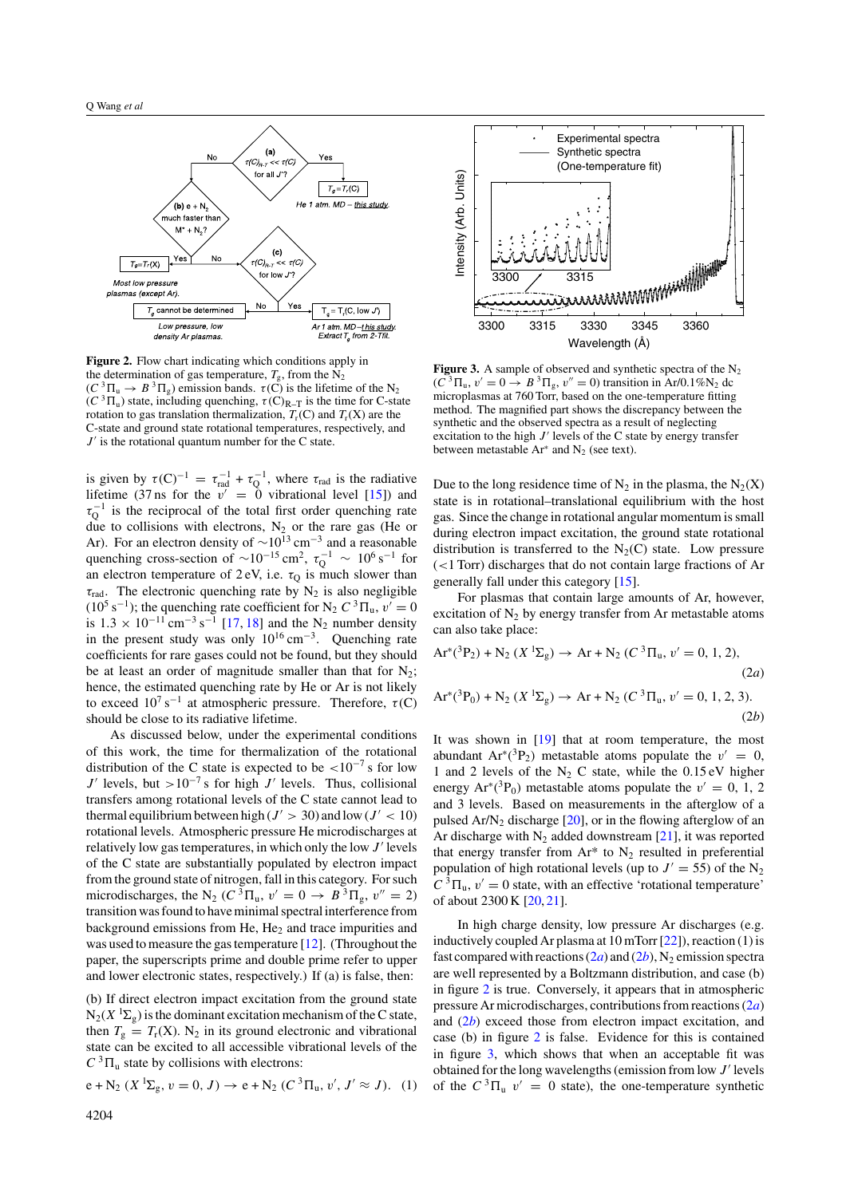(a) $\tau(C)_{R\text{-}T} << \tau(C)$ for all $J'$?

No

Yes

$T_g = T_r(C)$

He 1 atm. MD – this study

(b) e + $N_2$ much faster than $M^* + N_2$?

Yes

No

$T_g = T_r(X)$

Most low pressure plasmas (except Ar).

(c) $\tau(C)_{R\text{-}T} << \tau(C)$ for low $J'$?

No

Yes

$T_g$ cannot be determined

Low pressure, low density Ar plasmas.

$T_g = T_r(C, \text{low } J')$

Ar 1 atm. MD – this study. Extract $T_g$ from 2-Tfit.

**Figure 2.** Flow chart indicating which conditions apply in the determination of gas temperature, $T_g$, from the $N_2$ ($C\,^3\Pi_u \rightarrow B\,^3\Pi_g$) emission bands. $\tau(C)$ is the lifetime of the $N_2$ ($C\,^3\Pi_u$) state, including quenching, $\tau(C)_{R-T}$ is the time for C-state rotation to gas translation thermalization, $T_r(C)$ and $T_r(X)$ are the C-state and ground state rotational temperatures, respectively, and $J'$ is the rotational quantum number for the C state.

Experimental spectra

Synthetic spectra (One-temperature fit)

Intensity (Arb. Units)

3300

3315

3300

3315

3330

3345

3360

Wavelength (Å)

**Figure 3.** A sample of observed and synthetic spectra of the $N_2$ ($C\,^3\Pi_u$, $v' = 0 \rightarrow B\,^3\Pi_g$, $v'' = 0$) transition in Ar/0.1%$N_2$ dc microplasmas at 760 Torr, based on the one-temperature fitting method. The magnified part shows the discrepancy between the synthetic and the observed spectra as a result of neglecting excitation to the high $J'$ levels of the C state by energy transfer between metastable Ar* and $N_2$ (see text).

is given by $\tau(C)^{-1} = \tau_{\rm rad}^{-1} + \tau_Q^{-1}$, where $\tau_{\rm rad}$ is the radiative lifetime (37 ns for the $v' = 0$ vibrational level [15]) and $\tau_Q^{-1}$ is the reciprocal of the total first order quenching rate due to collisions with electrons, $N_2$ or the rare gas (He or Ar). For an electron density of $\sim 10^{13}\,\text{cm}^{-3}$ and a reasonable quenching cross-section of $\sim 10^{-15}\,\text{cm}^2$, $\tau_Q^{-1} \sim 10^6\,\text{s}^{-1}$ for an electron temperature of 2 eV, i.e. $\tau_Q$ is much slower than $\tau_{\rm rad}$. The electronic quenching rate by $N_2$ is also negligible ($10^5\,\text{s}^{-1}$); the quenching rate coefficient for $N_2$ $C\,^3\Pi_u$, $v' = 0$ is $1.3 \times 10^{-11}\,\text{cm}^{-3}\,\text{s}^{-1}$ [17, 18] and the $N_2$ number density in the present study was only $10^{16}\,\text{cm}^{-3}$. Quenching rate coefficients for rare gases could not be found, but they should be at least an order of magnitude smaller than that for $N_2$; hence, the estimated quenching rate by He or Ar is not likely to exceed $10^7\,\text{s}^{-1}$ at atmospheric pressure. Therefore, $\tau(C)$ should be close to its radiative lifetime.

As discussed below, under the experimental conditions of this work, the time for thermalization of the rotational distribution of the C state is expected to be $<10^{-7}$ s for low $J'$ levels, but $>10^{-7}$ s for high $J'$ levels. Thus, collisional transfers among rotational levels of the C state cannot lead to thermal equilibrium between high ($J' > 30$) and low ($J' < 10$) rotational levels. Atmospheric pressure He microdischarges at relatively low gas temperatures, in which only the low $J'$ levels of the C state are substantially populated by electron impact from the ground state of nitrogen, fall in this category. For such microdischarges, the $N_2$ ($C\,^3\Pi_u$, $v' = 0 \rightarrow B\,^3\Pi_g$, $v'' = 2$) transition was found to have minimal spectral interference from background emissions from He, $He_2$ and trace impurities and was used to measure the gas temperature [12]. (Throughout the paper, the superscripts prime and double prime refer to upper and lower electronic states, respectively.) If (a) is false, then:

(b) If direct electron impact excitation from the ground state $N_2(X\,^1\Sigma_g)$ is the dominant excitation mechanism of the C state, then $T_g = T_r(X)$. $N_2$ in its ground electronic and vibrational state can be excited to all accessible vibrational levels of the $C\,^3\Pi_u$ state by collisions with electrons:

$$\text{e} + N_2\,(X\,^1\Sigma_g,\, v = 0,\, J) \rightarrow \text{e} + N_2\,(C\,^3\Pi_u,\, v',\, J' \approx J). \quad (1)$$

Due to the long residence time of $N_2$ in the plasma, the $N_2$(X) state is in rotational–translational equilibrium with the host gas. Since the change in rotational angular momentum is small during electron impact excitation, the ground state rotational distribution is transferred to the $N_2$(C) state. Low pressure (<1 Torr) discharges that do not contain large fractions of Ar generally fall under this category [15].

For plasmas that contain large amounts of Ar, however, excitation of $N_2$ by energy transfer from Ar metastable atoms can also take place:

$$\text{Ar}^*(^3\text{P}_2) + N_2\,(X\,^1\Sigma_g) \rightarrow \text{Ar} + N_2\,(C\,^3\Pi_u,\, v' = 0, 1, 2), \quad (2a)$$

$$\text{Ar}^*(^3\text{P}_0) + N_2\,(X\,^1\Sigma_g) \rightarrow \text{Ar} + N_2\,(C\,^3\Pi_u,\, v' = 0, 1, 2, 3). \quad (2b)$$

It was shown in [19] that at room temperature, the most abundant $\text{Ar}^*(^3\text{P}_2)$ metastable atoms populate the $v' = 0$, 1 and 2 levels of the $N_2$ C state, while the 0.15 eV higher energy $\text{Ar}^*(^3\text{P}_0)$ metastable atoms populate the $v' = 0$, 1, 2 and 3 levels. Based on measurements in the afterglow of a pulsed Ar/$N_2$ discharge [20], or in the flowing afterglow of an Ar discharge with $N_2$ added downstream [21], it was reported that energy transfer from Ar* to $N_2$ resulted in preferential population of high rotational levels (up to $J' = 55$) of the $N_2$ $C\,^3\Pi_u$, $v' = 0$ state, with an effective 'rotational temperature' of about 2300 K [20, 21].

In high charge density, low pressure Ar discharges (e.g. inductively coupled Ar plasma at 10 mTorr [22]), reaction (1) is fast compared with reactions (2*a*) and (2*b*), $N_2$ emission spectra are well represented by a Boltzmann distribution, and case (b) in figure 2 is true. Conversely, it appears that in atmospheric pressure Ar microdischarges, contributions from reactions (2*a*) and (2*b*) exceed those from electron impact excitation, and case (b) in figure 2 is false. Evidence for this is contained in figure 3, which shows that when an acceptable fit was obtained for the long wavelengths (emission from low $J'$ levels of the $C\,^3\Pi_u$ $v' = 0$ state), the one-temperature synthetic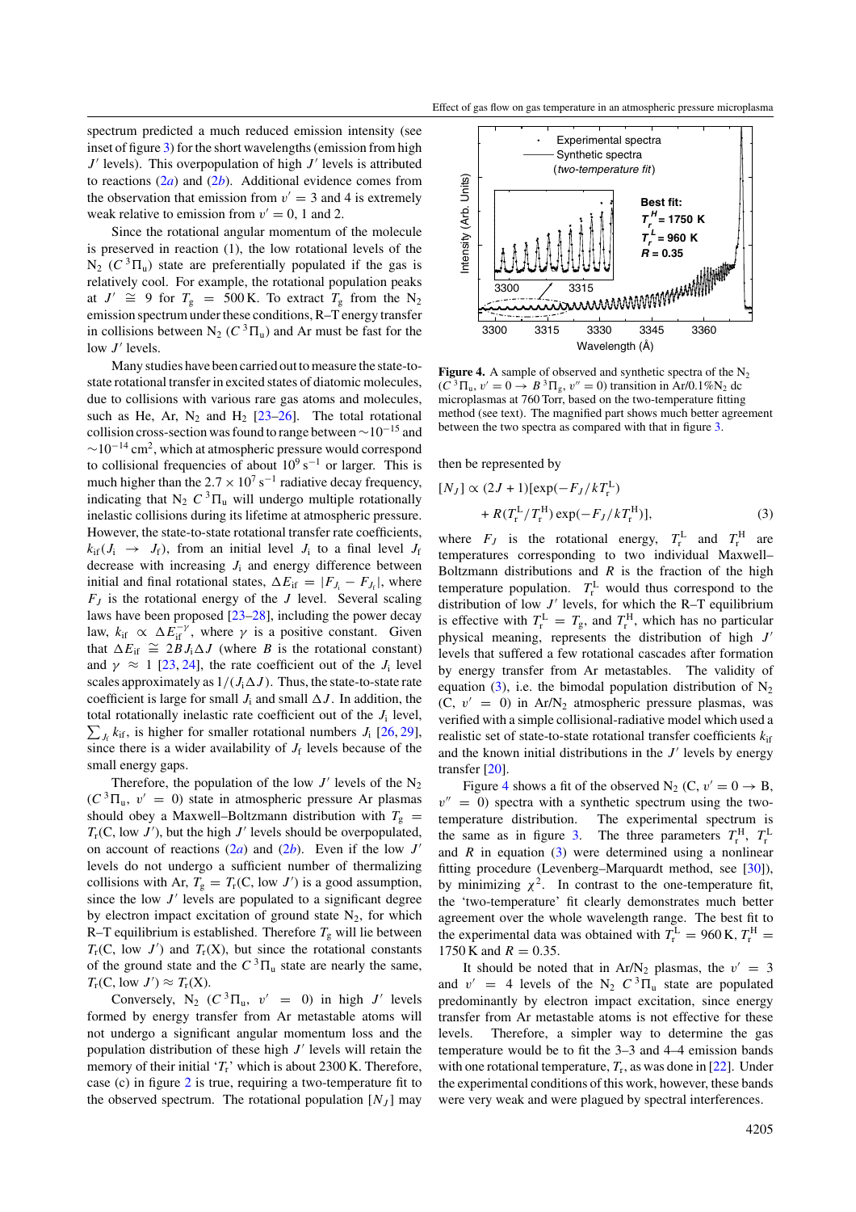spectrum predicted a much reduced emission intensity (see inset of figure 3) for the short wavelengths (emission from high $J'$ levels). This overpopulation of high $J'$ levels is attributed to reactions (2*a*) and (2*b*). Additional evidence comes from the observation that emission from $v' = 3$ and 4 is extremely weak relative to emission from $v' = 0$, 1 and 2.

Since the rotational angular momentum of the molecule is preserved in reaction (1), the low rotational levels of the $N_2$ ($C\,^3\Pi_u$) state are preferentially populated if the gas is relatively cool. For example, the rotational population peaks at $J' \cong 9$ for $T_g = 500$ K. To extract $T_g$ from the $N_2$ emission spectrum under these conditions, R–T energy transfer in collisions between $N_2$ ($C\,^3\Pi_u$) and Ar must be fast for the low $J'$ levels.

Many studies have been carried out to measure the state-to-state rotational transfer in excited states of diatomic molecules, due to collisions with various rare gas atoms and molecules, such as He, Ar, $N_2$ and $H_2$ [23–26]. The total rotational collision cross-section was found to range between $\sim 10^{-15}$ and $\sim 10^{-14}$ cm$^2$, which at atmospheric pressure would correspond to collisional frequencies of about $10^9$ s$^{-1}$ or larger. This is much higher than the $2.7 \times 10^7$ s$^{-1}$ radiative decay frequency, indicating that $N_2$ $C\,^3\Pi_u$ will undergo multiple rotationally inelastic collisions during its lifetime at atmospheric pressure. However, the state-to-state rotational transfer rate coefficients, $k_{if}(J_i \rightarrow J_f)$, from an initial level $J_i$ to a final level $J_f$ decrease with increasing $J_i$ and energy difference between initial and final rotational states, $\Delta E_{if} = |F_{J_i} - F_{J_f}|$, where $F_J$ is the rotational energy of the $J$ level. Several scaling laws have been proposed [23–28], including the power decay law, $k_{if} \propto \Delta E_{if}^{-\gamma}$, where $\gamma$ is a positive constant. Given that $\Delta E_{if} \cong 2BJ_i\Delta J$ (where $B$ is the rotational constant) and $\gamma \approx 1$ [23, 24], the rate coefficient out of the $J_i$ level scales approximately as $1/(J_i\Delta J)$. Thus, the state-to-state rate coefficient is large for small $J_i$ and small $\Delta J$. In addition, the total rotationally inelastic rate coefficient out of the $J_i$ level, $\sum_{J_f} k_{if}$, is higher for smaller rotational numbers $J_i$ [26, 29], since there is a wider availability of $J_f$ levels because of the small energy gaps.

Therefore, the population of the low $J'$ levels of the $N_2$ ($C\,^3\Pi_u$, $v' = 0$) state in atmospheric pressure Ar plasmas should obey a Maxwell–Boltzmann distribution with $T_g = T_r$(C, low $J'$), but the high $J'$ levels should be overpopulated, on account of reactions (2*a*) and (2*b*). Even if the low $J'$ levels do not undergo a sufficient number of thermalizing collisions with Ar, $T_g = T_r$(C, low $J'$) is a good assumption, since the low $J'$ levels are populated to a significant degree by electron impact excitation of ground state $N_2$, for which R–T equilibrium is established. Therefore $T_g$ will lie between $T_r$(C, low $J'$) and $T_r$(X), but since the rotational constants of the ground state and the $C\,^3\Pi_u$ state are nearly the same, $T_r$(C, low $J'$) $\approx T_r$(X).

Conversely, $N_2$ ($C\,^3\Pi_u$, $v' = 0$) in high $J'$ levels formed by energy transfer from Ar metastable atoms will not undergo a significant angular momentum loss and the population distribution of these high $J'$ levels will retain the memory of their initial '$T_r$' which is about 2300 K. Therefore, case (c) in figure 2 is true, requiring a two-temperature fit to the observed spectrum. The rotational population $[N_J]$ may then be represented by

$$[N_J] \propto (2J+1)[\exp(-F_J/kT_r^L) + R(T_r^L/T_r^H)\exp(-F_J/kT_r^H)], \qquad (3)$$

where $F_J$ is the rotational energy, $T_r^L$ and $T_r^H$ are temperatures corresponding to two individual Maxwell–Boltzmann distributions and $R$ is the fraction of the high temperature population. $T_r^L$ would thus correspond to the distribution of low $J'$ levels, for which the R–T equilibrium is effective with $T_r^L = T_g$, and $T_r^H$, which has no particular physical meaning, represents the distribution of high $J'$ levels that suffered a few rotational cascades after formation by energy transfer from Ar metastables. The validity of equation (3), i.e. the bimodal population distribution of $N_2$ (C, $v' = 0$) in Ar/$N_2$ atmospheric pressure plasmas, was verified with a simple collisional-radiative model which used a realistic set of state-to-state rotational transfer coefficients $k_{if}$ and the known initial distributions in the $J'$ levels by energy transfer [20].

**Figure 4.** A sample of observed and synthetic spectra of the $N_2$ ($C\,^3\Pi_u$, $v' = 0 \rightarrow B\,^3\Pi_g$, $v'' = 0$) transition in Ar/0.1%$N_2$ dc microplasmas at 760 Torr, based on the two-temperature fitting method (see text). The magnified part shows much better agreement between the two spectra as compared with that in figure 3.

Figure 4 shows a fit of the observed $N_2$ (C, $v' = 0 \rightarrow$ B, $v'' = 0$) spectra with a synthetic spectrum using the two-temperature distribution. The experimental spectrum is the same as in figure 3. The three parameters $T_r^H$, $T_r^L$ and $R$ in equation (3) were determined using a nonlinear fitting procedure (Levenberg–Marquardt method, see [30]), by minimizing $\chi^2$. In contrast to the one-temperature fit, the 'two-temperature' fit clearly demonstrates much better agreement over the whole wavelength range. The best fit to the experimental data was obtained with $T_r^L = 960$ K, $T_r^H = 1750$ K and $R = 0.35$.

It should be noted that in Ar/$N_2$ plasmas, the $v' = 3$ and $v' = 4$ levels of the $N_2$ $C\,^3\Pi_u$ state are populated predominantly by electron impact excitation, since energy transfer from Ar metastable atoms is not effective for these levels. Therefore, a simpler way to determine the gas temperature would be to fit the 3–3 and 4–4 emission bands with one rotational temperature, $T_r$, as was done in [22]. Under the experimental conditions of this work, however, these bands were very weak and were plagued by spectral interferences.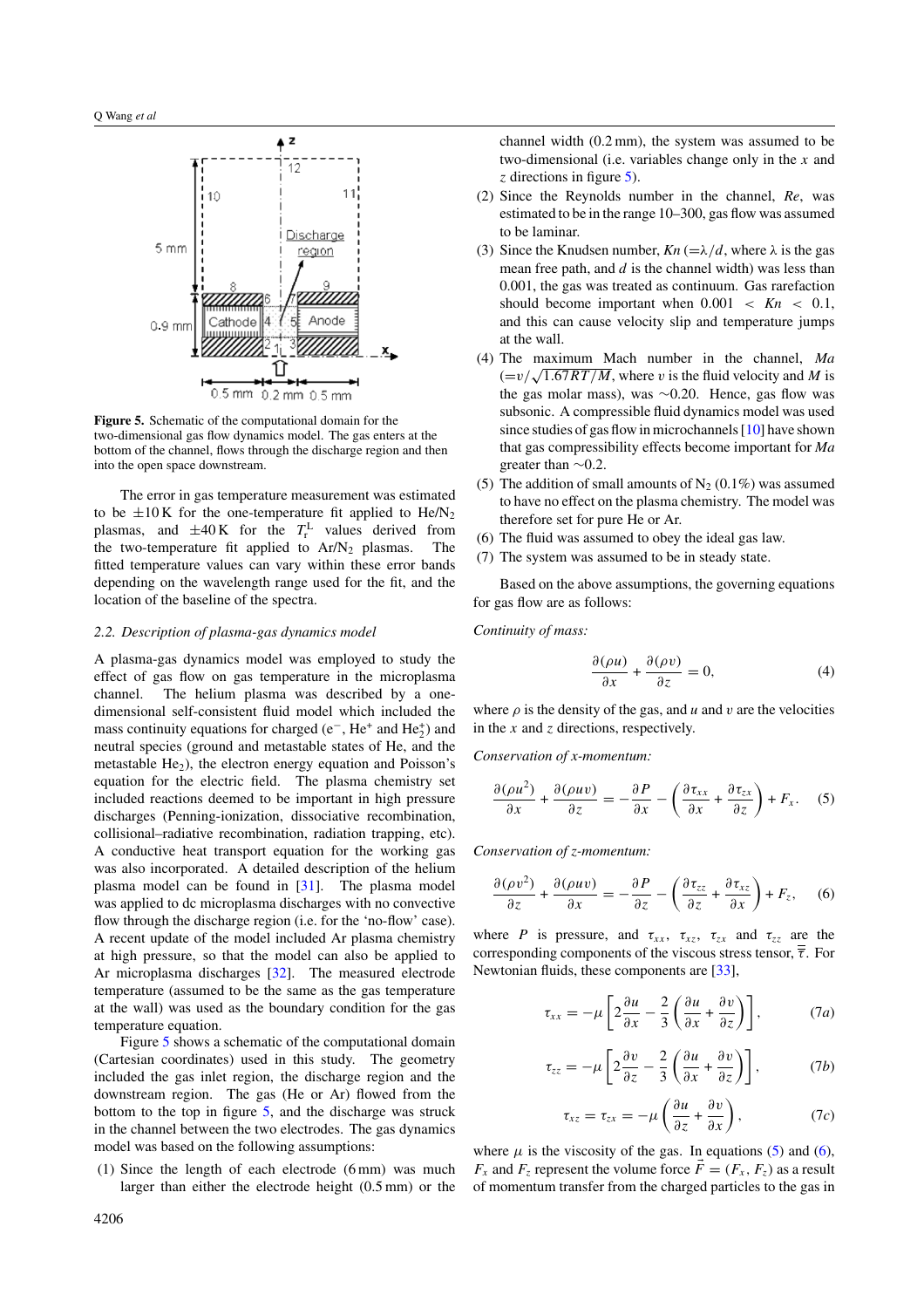z

5 mm

0.9 mm

0.5 mm 0.2 mm 0.5 mm

10 12 11

Discharge region

8 6 7 9

Cathode 4 5 Anode

2 1 3

x

**Figure 5.** Schematic of the computational domain for the two-dimensional gas flow dynamics model. The gas enters at the bottom of the channel, flows through the discharge region and then into the open space downstream.

The error in gas temperature measurement was estimated to be ±10 K for the one-temperature fit applied to He/$N_2$ plasmas, and ±40 K for the $T_r^L$ values derived from the two-temperature fit applied to Ar/$N_2$ plasmas. The fitted temperature values can vary within these error bands depending on the wavelength range used for the fit, and the location of the baseline of the spectra.

### 2.2. Description of plasma-gas dynamics model

A plasma-gas dynamics model was employed to study the effect of gas flow on gas temperature in the microplasma channel. The helium plasma was described by a one-dimensional self-consistent fluid model which included the mass continuity equations for charged ($e^-$, $He^+$ and $He_2^+$) and neutral species (ground and metastable states of He, and the metastable $He_2$), the electron energy equation and Poisson's equation for the electric field. The plasma chemistry set included reactions deemed to be important in high pressure discharges (Penning-ionization, dissociative recombination, collisional–radiative recombination, radiation trapping, etc). A conductive heat transport equation for the working gas was also incorporated. A detailed description of the helium plasma model can be found in [31]. The plasma model was applied to dc microplasma discharges with no convective flow through the discharge region (i.e. for the 'no-flow' case). A recent update of the model included Ar plasma chemistry at high pressure, so that the model can also be applied to Ar microplasma discharges [32]. The measured electrode temperature (assumed to be the same as the gas temperature at the wall) was used as the boundary condition for the gas temperature equation.

Figure 5 shows a schematic of the computational domain (Cartesian coordinates) used in this study. The geometry included the gas inlet region, the discharge region and the downstream region. The gas (He or Ar) flowed from the bottom to the top in figure 5, and the discharge was struck in the channel between the two electrodes. The gas dynamics model was based on the following assumptions:

(1) Since the length of each electrode (6 mm) was much larger than either the electrode height (0.5 mm) or the channel width (0.2 mm), the system was assumed to be two-dimensional (i.e. variables change only in the $x$ and $z$ directions in figure 5).
(2) Since the Reynolds number in the channel, $Re$, was estimated to be in the range 10–300, gas flow was assumed to be laminar.
(3) Since the Knudsen number, $Kn$ ($=\lambda/d$, where $\lambda$ is the gas mean free path, and $d$ is the channel width) was less than 0.001, the gas was treated as continuum. Gas rarefaction should become important when $0.001 < Kn < 0.1$, and this can cause velocity slip and temperature jumps at the wall.
(4) The maximum Mach number in the channel, $Ma$ ($=v/\sqrt{1.67RT/M}$, where $v$ is the fluid velocity and $M$ is the gas molar mass), was ~0.20. Hence, gas flow was subsonic. A compressible fluid dynamics model was used since studies of gas flow in microchannels [10] have shown that gas compressibility effects become important for $Ma$ greater than ~0.2.
(5) The addition of small amounts of $N_2$ (0.1%) was assumed to have no effect on the plasma chemistry. The model was therefore set for pure He or Ar.
(6) The fluid was assumed to obey the ideal gas law.
(7) The system was assumed to be in steady state.

Based on the above assumptions, the governing equations for gas flow are as follows:

*Continuity of mass:*

$$\frac{\partial(\rho u)}{\partial x} + \frac{\partial(\rho v)}{\partial z} = 0, \qquad (4)$$

where $\rho$ is the density of the gas, and $u$ and $v$ are the velocities in the $x$ and $z$ directions, respectively.

*Conservation of x-momentum:*

$$\frac{\partial(\rho u^2)}{\partial x} + \frac{\partial(\rho uv)}{\partial z} = -\frac{\partial P}{\partial x} - \left(\frac{\partial \tau_{xx}}{\partial x} + \frac{\partial \tau_{zx}}{\partial z}\right) + F_x. \qquad (5)$$

*Conservation of z-momentum:*

$$\frac{\partial(\rho v^2)}{\partial z} + \frac{\partial(\rho uv)}{\partial x} = -\frac{\partial P}{\partial z} - \left(\frac{\partial \tau_{zz}}{\partial z} + \frac{\partial \tau_{xz}}{\partial x}\right) + F_z, \qquad (6)$$

where $P$ is pressure, and $\tau_{xx}$, $\tau_{xz}$, $\tau_{zx}$ and $\tau_{zz}$ are the corresponding components of the viscous stress tensor, $\bar{\bar{\tau}}$. For Newtonian fluids, these components are [33],

$$\tau_{xx} = -\mu\left[2\frac{\partial u}{\partial x} - \frac{2}{3}\left(\frac{\partial u}{\partial x} + \frac{\partial v}{\partial z}\right)\right], \qquad (7a)$$

$$\tau_{zz} = -\mu\left[2\frac{\partial v}{\partial z} - \frac{2}{3}\left(\frac{\partial u}{\partial x} + \frac{\partial v}{\partial z}\right)\right], \qquad (7b)$$

$$\tau_{xz} = \tau_{zx} = -\mu\left(\frac{\partial u}{\partial z} + \frac{\partial v}{\partial x}\right), \qquad (7c)$$

where $\mu$ is the viscosity of the gas. In equations (5) and (6), $F_x$ and $F_z$ represent the volume force $\vec{F} = (F_x, F_z)$ as a result of momentum transfer from the charged particles to the gas in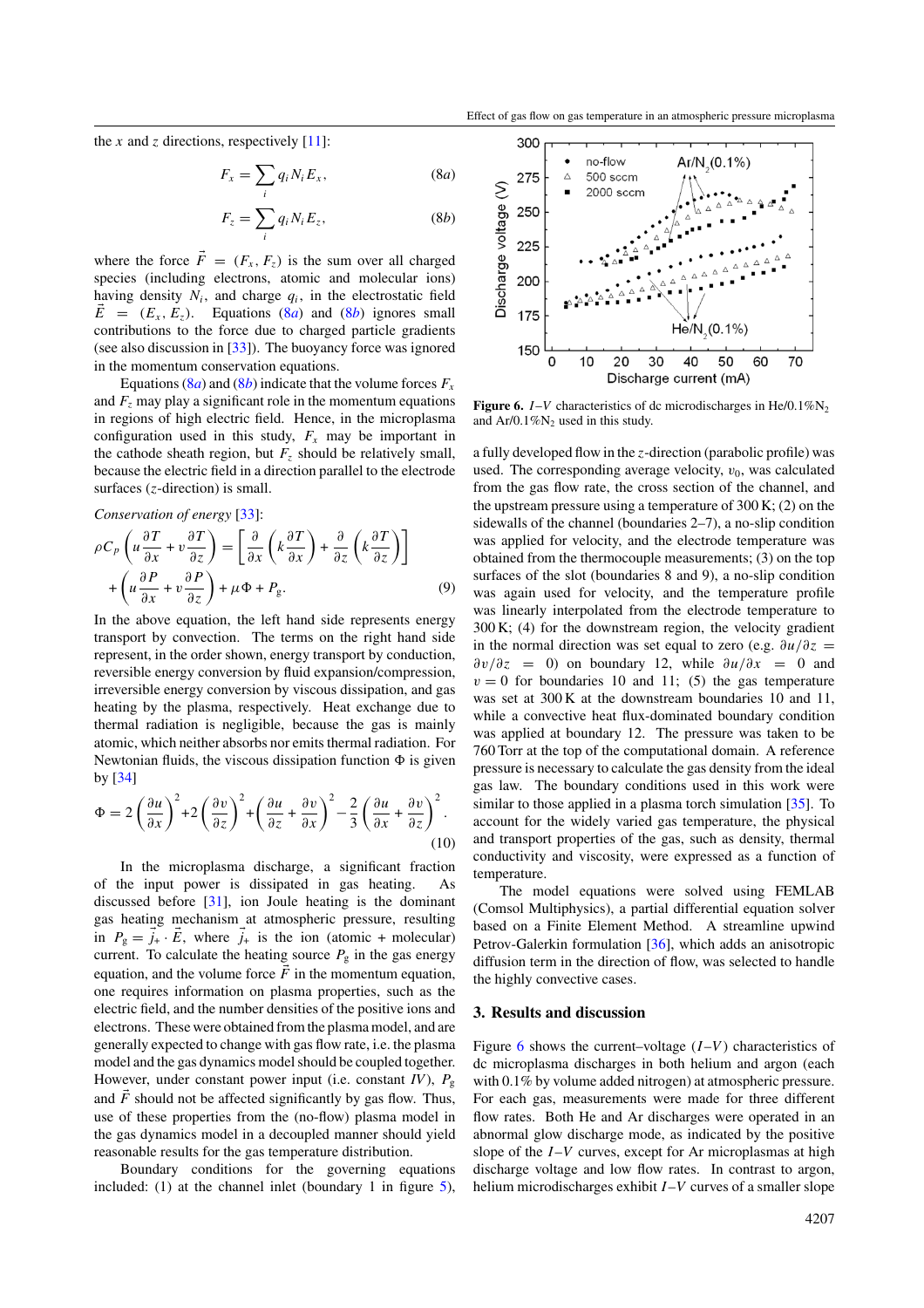the $x$ and $z$ directions, respectively [11]:

$$F_x = \sum_i q_i N_i E_x, \tag{8a}$$

$$F_z = \sum_i q_i N_i E_z, \tag{8b}$$

where the force $\vec{F} = (F_x, F_z)$ is the sum over all charged species (including electrons, atomic and molecular ions) having density $N_i$, and charge $q_i$, in the electrostatic field $\vec{E} = (E_x, E_z)$. Equations (8a) and (8b) ignores small contributions to the force due to charged particle gradients (see also discussion in [33]). The buoyancy force was ignored in the momentum conservation equations.

Equations (8a) and (8b) indicate that the volume forces $F_x$ and $F_z$ may play a significant role in the momentum equations in regions of high electric field. Hence, in the microplasma configuration used in this study, $F_x$ may be important in the cathode sheath region, but $F_z$ should be relatively small, because the electric field in a direction parallel to the electrode surfaces ($z$-direction) is small.

*Conservation of energy* [33]:

$$\rho C_p\left(u\frac{\partial T}{\partial x}+v\frac{\partial T}{\partial z}\right)=\left[\frac{\partial}{\partial x}\left(k\frac{\partial T}{\partial x}\right)+\frac{\partial}{\partial z}\left(k\frac{\partial T}{\partial z}\right)\right] + \left(u\frac{\partial P}{\partial x}+v\frac{\partial P}{\partial z}\right)+\mu\Phi+P_g. \tag{9}$$

In the above equation, the left hand side represents energy transport by convection. The terms on the right hand side represent, in the order shown, energy transport by conduction, reversible energy conversion by fluid expansion/compression, irreversible energy conversion by viscous dissipation, and gas heating by the plasma, respectively. Heat exchange due to thermal radiation is negligible, because the gas is mainly atomic, which neither absorbs nor emits thermal radiation. For Newtonian fluids, the viscous dissipation function $\Phi$ is given by [34]

$$\Phi = 2\left(\frac{\partial u}{\partial x}\right)^2+2\left(\frac{\partial v}{\partial z}\right)^2+\left(\frac{\partial u}{\partial z}+\frac{\partial v}{\partial x}\right)^2-\frac{2}{3}\left(\frac{\partial u}{\partial x}+\frac{\partial v}{\partial z}\right)^2. \tag{10}$$

In the microplasma discharge, a significant fraction of the input power is dissipated in gas heating. As discussed before [31], ion Joule heating is the dominant gas heating mechanism at atmospheric pressure, resulting in $P_g = \vec{j}_+ \cdot \vec{E}$, where $\vec{j}_+$ is the ion (atomic + molecular) current. To calculate the heating source $P_g$ in the gas energy equation, and the volume force $\vec{F}$ in the momentum equation, one requires information on plasma properties, such as the electric field, and the number densities of the positive ions and electrons. These were obtained from the plasma model, and are generally expected to change with gas flow rate, i.e. the plasma model and the gas dynamics model should be coupled together. However, under constant power input (i.e. constant $IV$), $P_g$ and $\vec{F}$ should not be affected significantly by gas flow. Thus, use of these properties from the (no-flow) plasma model in the gas dynamics model in a decoupled manner should yield reasonable results for the gas temperature distribution.

Boundary conditions for the governing equations included: (1) at the channel inlet (boundary 1 in figure 5), a fully developed flow in the $z$-direction (parabolic profile) was used. The corresponding average velocity, $v_0$, was calculated from the gas flow rate, the cross section of the channel, and the upstream pressure using a temperature of 300 K; (2) on the sidewalls of the channel (boundaries 2–7), a no-slip condition was applied for velocity, and the electrode temperature was obtained from the thermocouple measurements; (3) on the top surfaces of the slot (boundaries 8 and 9), a no-slip condition was again used for velocity, and the temperature profile was linearly interpolated from the electrode temperature to 300 K; (4) for the downstream region, the velocity gradient in the normal direction was set equal to zero (e.g. $\partial u/\partial z = \partial v/\partial z = 0$) on boundary 12, while $\partial u/\partial x = 0$ and $v = 0$ for boundaries 10 and 11; (5) the gas temperature was set at 300 K at the downstream boundaries 10 and 11, while a convective heat flux-dominated boundary condition was applied at boundary 12. The pressure was taken to be 760 Torr at the top of the computational domain. A reference pressure is necessary to calculate the gas density from the ideal gas law. The boundary conditions used in this work were similar to those applied in a plasma torch simulation [35]. To account for the widely varied gas temperature, the physical and transport properties of the gas, such as density, thermal conductivity and viscosity, were expressed as a function of temperature.

The model equations were solved using FEMLAB (Comsol Multiphysics), a partial differential equation solver based on a Finite Element Method. A streamline upwind Petrov-Galerkin formulation [36], which adds an anisotropic diffusion term in the direction of flow, was selected to handle the highly convective cases.

Discharge voltage (V)
Discharge current (mA)
no-flow
500 sccm
2000 sccm
Ar/N$_2$(0.1%)
He/N$_2$(0.1%)

**Figure 6.** $I$–$V$ characteristics of dc microdischarges in He/0.1%$N_2$ and Ar/0.1%$N_2$ used in this study.

## 3. Results and discussion

Figure 6 shows the current–voltage ($I$–$V$) characteristics of dc microplasma discharges in both helium and argon (each with 0.1% by volume added nitrogen) at atmospheric pressure. For each gas, measurements were made for three different flow rates. Both He and Ar discharges were operated in an abnormal glow discharge mode, as indicated by the positive slope of the $I$–$V$ curves, except for Ar microplasmas at high discharge voltage and low flow rates. In contrast to argon, helium microdischarges exhibit $I$–$V$ curves of a smaller slope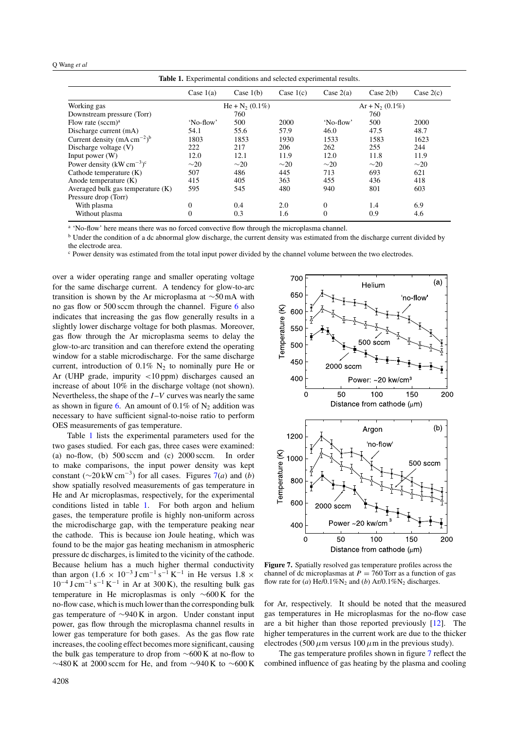**Table 1.** Experimental conditions and selected experimental results.

| | Case 1(a) | Case 1(b) | Case 1(c) | Case 2(a) | Case 2(b) | Case 2(c) |
|---|---|---|---|---|---|---|
| Working gas | | He + $N_2$ (0.1%) | | | Ar + $N_2$ (0.1%) | |
| Downstream pressure (Torr) | | 760 | | | 760 | |
| Flow rate (sccm)[a] | 'No-flow' | 500 | 2000 | 'No-flow' | 500 | 2000 |
| Discharge current (mA) | 54.1 | 55.6 | 57.9 | 46.0 | 47.5 | 48.7 |
| Current density (mA $cm^{-2}$)[b] | 1803 | 1853 | 1930 | 1533 | 1583 | 1623 |
| Discharge voltage (V) | 222 | 217 | 206 | 262 | 255 | 244 |
| Input power (W) | 12.0 | 12.1 | 11.9 | 12.0 | 11.8 | 11.9 |
| Power density (kW $cm^{-3}$)[c] | ~20 | ~20 | ~20 | ~20 | ~20 | ~20 |
| Cathode temperature (K) | 507 | 486 | 445 | 713 | 693 | 621 |
| Anode temperature (K) | 415 | 405 | 363 | 455 | 436 | 418 |
| Averaged bulk gas temperature (K) | 595 | 545 | 480 | 940 | 801 | 603 |
| Pressure drop (Torr) | | | | | | |
| With plasma | 0 | 0.4 | 2.0 | 0 | 1.4 | 6.9 |
| Without plasma | 0 | 0.3 | 1.6 | 0 | 0.9 | 4.6 |

[a] 'No-flow' here means there was no forced convective flow through the microplasma channel.

[b] Under the condition of a dc abnormal glow discharge, the current density was estimated from the discharge current divided by the electrode area.

[c] Power density was estimated from the total input power divided by the channel volume between the two electrodes.

over a wider operating range and smaller operating voltage for the same discharge current. A tendency for glow-to-arc transition is shown by the Ar microplasma at ~50 mA with no gas flow or 500 sccm through the channel. Figure 6 also indicates that increasing the gas flow generally results in a slightly lower discharge voltage for both plasmas. Moreover, gas flow through the Ar microplasma seems to delay the glow-to-arc transition and can therefore extend the operating window for a stable microdischarge. For the same discharge current, introduction of 0.1% $N_2$ to nominally pure He or Ar (UHP grade, impurity <10 ppm) discharges caused an increase of about 10% in the discharge voltage (not shown). Nevertheless, the shape of the $I$–$V$ curves was nearly the same as shown in figure 6. An amount of 0.1% of $N_2$ addition was necessary to have sufficient signal-to-noise ratio to perform OES measurements of gas temperature.

Table 1 lists the experimental parameters used for the two gases studied. For each gas, three cases were examined: (a) no-flow, (b) 500 sccm and (c) 2000 sccm. In order to make comparisons, the input power density was kept constant (~20 kW $cm^{-3}$) for all cases. Figures 7(*a*) and (*b*) show spatially resolved measurements of gas temperature in He and Ar microplasmas, respectively, for the experimental conditions listed in table 1. For both argon and helium gases, the temperature profile is highly non-uniform across the microdischarge gap, with the temperature peaking near the cathode. This is because ion Joule heating, which was found to be the major gas heating mechanism in atmospheric pressure dc discharges, is limited to the vicinity of the cathode. Because helium has a much higher thermal conductivity than argon ($1.6 \times 10^{-3}$ J $cm^{-1}$ $s^{-1}$ $K^{-1}$ in He versus $1.8 \times 10^{-4}$ J $cm^{-1}$ $s^{-1}$ $K^{-1}$ in Ar at 300 K), the resulting bulk gas temperature in He microplasmas is only ~600 K for the no-flow case, which is much lower than the corresponding bulk gas temperature of ~940 K in argon. Under constant input power, gas flow through the microplasma channel results in lower gas temperature for both gases. As the gas flow rate increases, the cooling effect becomes more significant, causing the bulk gas temperature to drop from ~600 K at no-flow to ~480 K at 2000 sccm for He, and from ~940 K to ~600 K for Ar, respectively. It should be noted that the measured gas temperatures in He microplasmas for the no-flow case are a bit higher than those reported previously [12]. The higher temperatures in the current work are due to the thicker electrodes (500 $\mu$m versus 100 $\mu$m in the previous study).

The gas temperature profiles shown in figure 7 reflect the combined influence of gas heating by the plasma and cooling

(a)
Helium
'no-flow'
500 sccm
2000 sccm
Power: ~20 kw/cm³
Temperature (K)
700
650
600
550
500
450
400
0
50
100
150
200
Distance from cathode (μm)

(b)
Argon
'no-flow'
500 sccm
2000 sccm
Power ~20 kw/cm³
Temperature (K)
1200
1000
800
600
400
0
50
100
150
200
Distance from cathode (μm)

**Figure 7.** Spatially resolved gas temperature profiles across the channel of dc microplasmas at $P = 760$ Torr as a function of gas flow rate for (*a*) He/0.1%$N_2$ and (*b*) Ar/0.1%$N_2$ discharges.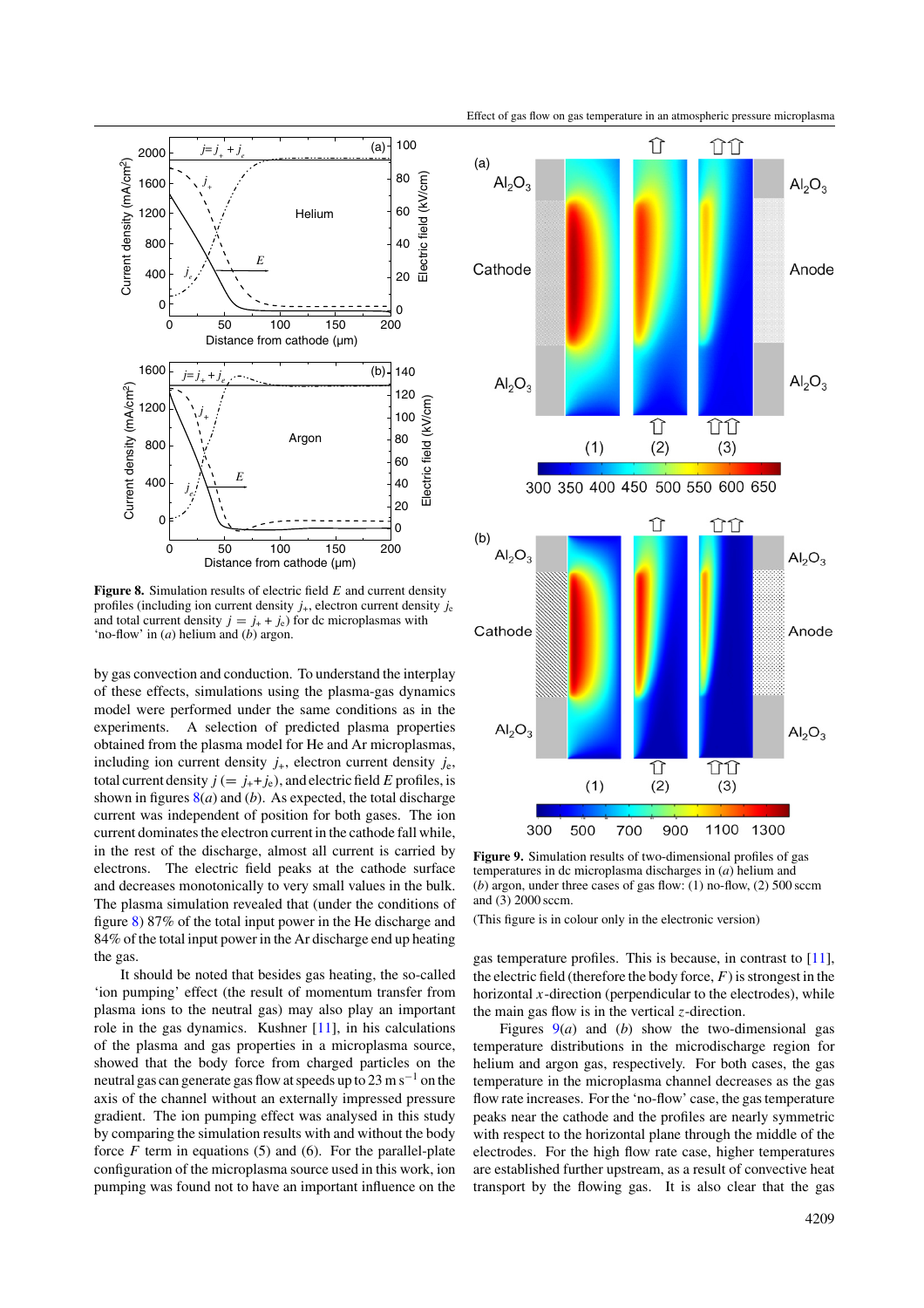**Figure 8.** Simulation results of electric field $E$ and current density profiles (including ion current density $j_+$, electron current density $j_e$ and total current density $j = j_+ + j_e$) for dc microplasmas with 'no-flow' in ($a$) helium and ($b$) argon.

by gas convection and conduction. To understand the interplay of these effects, simulations using the plasma-gas dynamics model were performed under the same conditions as in the experiments. A selection of predicted plasma properties obtained from the plasma model for He and Ar microplasmas, including ion current density $j_+$, electron current density $j_e$, total current density $j$ $(= j_+ + j_e)$, and electric field $E$ profiles, is shown in figures 8($a$) and ($b$). As expected, the total discharge current was independent of position for both gases. The ion current dominates the electron current in the cathode fall while, in the rest of the discharge, almost all current is carried by electrons. The electric field peaks at the cathode surface and decreases monotonically to very small values in the bulk. The plasma simulation revealed that (under the conditions of figure 8) 87% of the total input power in the He discharge and 84% of the total input power in the Ar discharge end up heating the gas.

It should be noted that besides gas heating, the so-called 'ion pumping' effect (the result of momentum transfer from plasma ions to the neutral gas) may also play an important role in the gas dynamics. Kushner [11], in his calculations of the plasma and gas properties in a microplasma source, showed that the body force from charged particles on the neutral gas can generate gas flow at speeds up to 23 m s$^{-1}$ on the axis of the channel without an externally impressed pressure gradient. The ion pumping effect was analysed in this study by comparing the simulation results with and without the body force $F$ term in equations (5) and (6). For the parallel-plate configuration of the microplasma source used in this work, ion pumping was found not to have an important influence on the gas temperature profiles. This is because, in contrast to [11], the electric field (therefore the body force, $F$) is strongest in the horizontal $x$-direction (perpendicular to the electrodes), while the main gas flow is in the vertical $z$-direction.

Figures 9($a$) and ($b$) show the two-dimensional gas temperature distributions in the microdischarge region for helium and argon gas, respectively. For both cases, the gas temperature in the microplasma channel decreases as the gas flow rate increases. For the 'no-flow' case, the gas temperature peaks near the cathode and the profiles are nearly symmetric with respect to the horizontal plane through the middle of the electrodes. For the high flow rate case, higher temperatures are established further upstream, as a result of convective heat transport by the flowing gas. It is also clear that the gas

**Figure 9.** Simulation results of two-dimensional profiles of gas temperatures in dc microplasma discharges in ($a$) helium and ($b$) argon, under three cases of gas flow: (1) no-flow, (2) 500 sccm and (3) 2000 sccm.

(This figure is in colour only in the electronic version)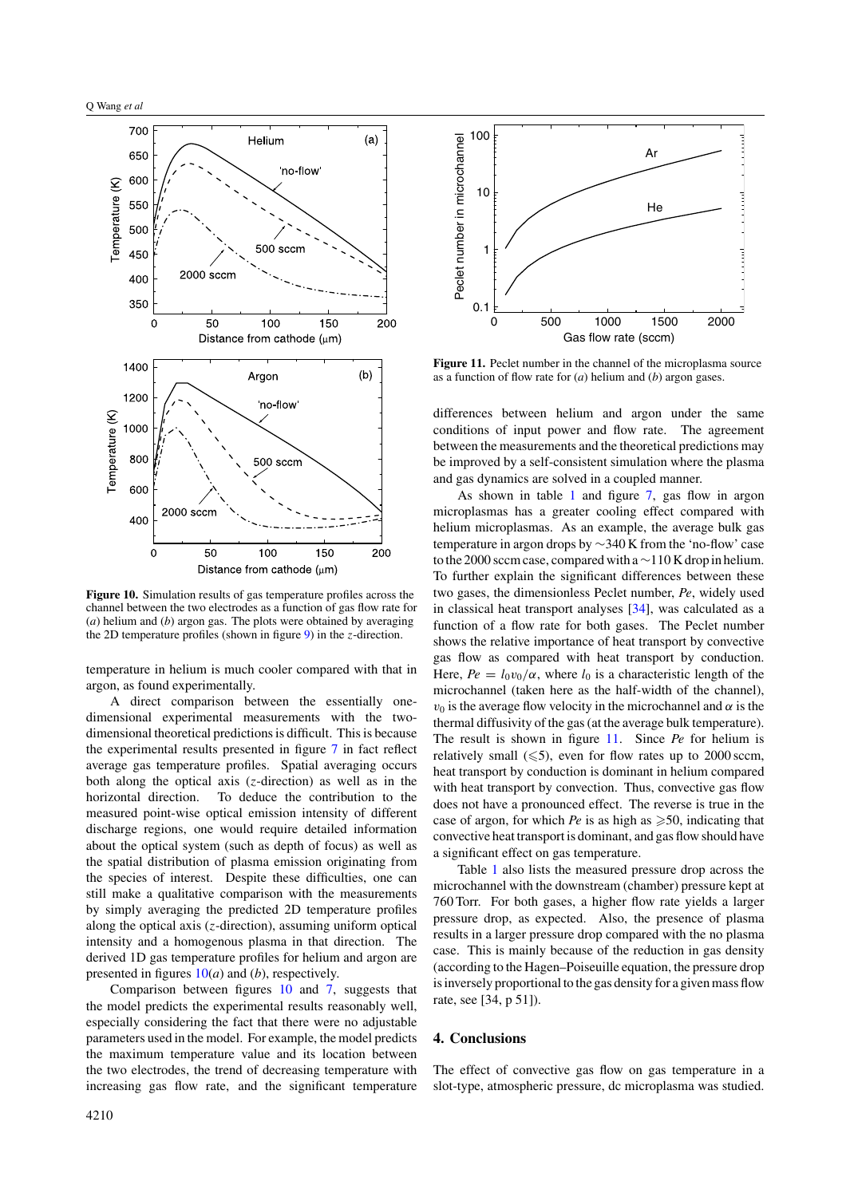Helium

(a)

'no-flow'

500 sccm

2000 sccm

Temperature (K)

700
650
600
550
500
450
400
350

0
50
100
150
200

Distance from cathode (μm)

Argon

(b)

'no-flow'

500 sccm

2000 sccm

Temperature (K)

1400
1200
1000
800
600
400

0
50
100
150
200

Distance from cathode (μm)

**Figure 10.** Simulation results of gas temperature profiles across the channel between the two electrodes as a function of gas flow rate for (*a*) helium and (*b*) argon gas. The plots were obtained by averaging the 2D temperature profiles (shown in figure 9) in the *z*-direction.

Ar

He

Peclet number in microchannel

100
10
1
0.1

0
500
1000
1500
2000

Gas flow rate (sccm)

**Figure 11.** Peclet number in the channel of the microplasma source as a function of flow rate for (*a*) helium and (*b*) argon gases.

temperature in helium is much cooler compared with that in argon, as found experimentally.

A direct comparison between the essentially one-dimensional experimental measurements with the two-dimensional theoretical predictions is difficult. This is because the experimental results presented in figure 7 in fact reflect average gas temperature profiles. Spatial averaging occurs both along the optical axis (*z*-direction) as well as in the horizontal direction. To deduce the contribution to the measured point-wise optical emission intensity of different discharge regions, one would require detailed information about the optical system (such as depth of focus) as well as the spatial distribution of plasma emission originating from the species of interest. Despite these difficulties, one can still make a qualitative comparison with the measurements by simply averaging the predicted 2D temperature profiles along the optical axis (*z*-direction), assuming uniform optical intensity and a homogenous plasma in that direction. The derived 1D gas temperature profiles for helium and argon are presented in figures 10(*a*) and (*b*), respectively.

Comparison between figures 10 and 7, suggests that the model predicts the experimental results reasonably well, especially considering the fact that there were no adjustable parameters used in the model. For example, the model predicts the maximum temperature value and its location between the two electrodes, the trend of decreasing temperature with increasing gas flow rate, and the significant temperature differences between helium and argon under the same conditions of input power and flow rate. The agreement between the measurements and the theoretical predictions may be improved by a self-consistent simulation where the plasma and gas dynamics are solved in a coupled manner.

As shown in table 1 and figure 7, gas flow in argon microplasmas has a greater cooling effect compared with helium microplasmas. As an example, the average bulk gas temperature in argon drops by ~340 K from the 'no-flow' case to the 2000 sccm case, compared with a ~110 K drop in helium. To further explain the significant differences between these two gases, the dimensionless Peclet number, *Pe*, widely used in classical heat transport analyses [34], was calculated as a function of a flow rate for both gases. The Peclet number shows the relative importance of heat transport by convective gas flow as compared with heat transport by conduction. Here, $Pe = l_0 v_0/\alpha$, where $l_0$ is a characteristic length of the microchannel (taken here as the half-width of the channel), $v_0$ is the average flow velocity in the microchannel and $\alpha$ is the thermal diffusivity of the gas (at the average bulk temperature). The result is shown in figure 11. Since *Pe* for helium is relatively small ($\leqslant 5$), even for flow rates up to 2000 sccm, heat transport by conduction is dominant in helium compared with heat transport by convection. Thus, convective gas flow does not have a pronounced effect. The reverse is true in the case of argon, for which *Pe* is as high as $\geqslant 50$, indicating that convective heat transport is dominant, and gas flow should have a significant effect on gas temperature.

Table 1 also lists the measured pressure drop across the microchannel with the downstream (chamber) pressure kept at 760 Torr. For both gases, a higher flow rate yields a larger pressure drop, as expected. Also, the presence of plasma results in a larger pressure drop compared with the no plasma case. This is mainly because of the reduction in gas density (according to the Hagen–Poiseuille equation, the pressure drop is inversely proportional to the gas density for a given mass flow rate, see [34, p 51]).

## 4. Conclusions

The effect of convective gas flow on gas temperature in a slot-type, atmospheric pressure, dc microplasma was studied.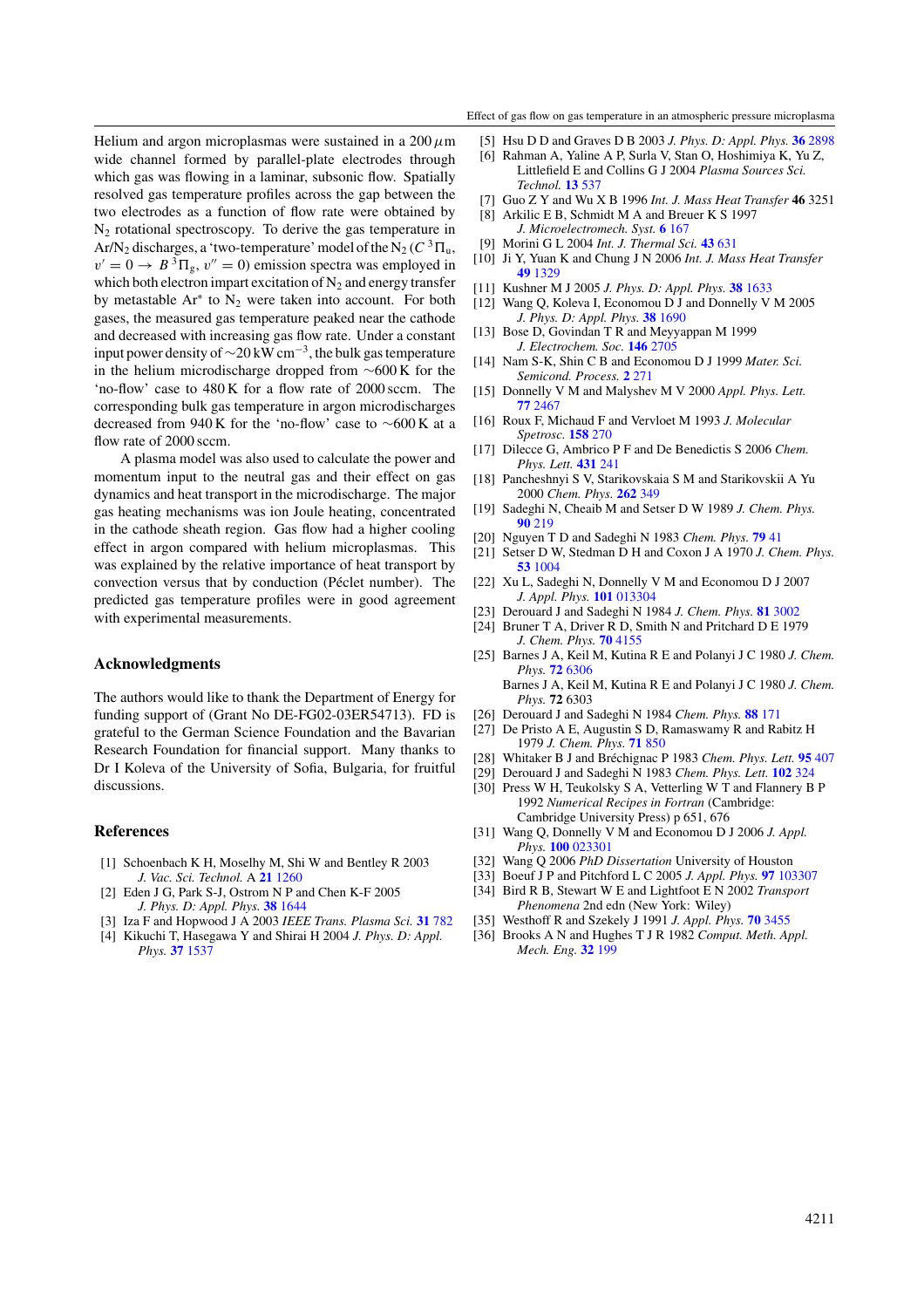Helium and argon microplasmas were sustained in a 200 $\mu$m wide channel formed by parallel-plate electrodes through which gas was flowing in a laminar, subsonic flow. Spatially resolved gas temperature profiles across the gap between the two electrodes as a function of flow rate were obtained by $N_2$ rotational spectroscopy. To derive the gas temperature in $Ar/N_2$ discharges, a 'two-temperature' model of the $N_2$ ($C\,^3\Pi_u$, $v' = 0 \to B\,^3\Pi_g$, $v'' = 0$) emission spectra was employed in which both electron impart excitation of $N_2$ and energy transfer by metastable $Ar^*$ to $N_2$ were taken into account. For both gases, the measured gas temperature peaked near the cathode and decreased with increasing gas flow rate. Under a constant input power density of $\sim$20 kW cm$^{-3}$, the bulk gas temperature in the helium microdischarge dropped from $\sim$600 K for the 'no-flow' case to 480 K for a flow rate of 2000 sccm. The corresponding bulk gas temperature in argon microdischarges decreased from 940 K for the 'no-flow' case to $\sim$600 K at a flow rate of 2000 sccm.

A plasma model was also used to calculate the power and momentum input to the neutral gas and their effect on gas dynamics and heat transport in the microdischarge. The major gas heating mechanisms was ion Joule heating, concentrated in the cathode sheath region. Gas flow had a higher cooling effect in argon compared with helium microplasmas. This was explained by the relative importance of heat transport by convection versus that by conduction (Péclet number). The predicted gas temperature profiles were in good agreement with experimental measurements.

## Acknowledgments

The authors would like to thank the Department of Energy for funding support of (Grant No DE-FG02-03ER54713). FD is grateful to the German Science Foundation and the Bavarian Research Foundation for financial support. Many thanks to Dr I Koleva of the University of Sofia, Bulgaria, for fruitful discussions.

## References

[1] Schoenbach K H, Moselhy M, Shi W and Bentley R 2003 *J. Vac. Sci. Technol.* A **21** 1260

[2] Eden J G, Park S-J, Ostrom N P and Chen K-F 2005 *J. Phys. D: Appl. Phys.* **38** 1644

[3] Iza F and Hopwood J A 2003 *IEEE Trans. Plasma Sci.* **31** 782

[4] Kikuchi T, Hasegawa Y and Shirai H 2004 *J. Phys. D: Appl. Phys.* **37** 1537

[5] Hsu D D and Graves D B 2003 *J. Phys. D: Appl. Phys.* **36** 2898

[6] Rahman A, Yaline A P, Surla V, Stan O, Hoshimiya K, Yu Z, Littlefield E and Collins G J 2004 *Plasma Sources Sci. Technol.* **13** 537

[7] Guo Z Y and Wu X B 1996 *Int. J. Mass Heat Transfer* **46** 3251

[8] Arkilic E B, Schmidt M A and Breuer K S 1997 *J. Microelectromech. Syst.* **6** 167

[9] Morini G L 2004 *Int. J. Thermal Sci.* **43** 631

[10] Ji Y, Yuan K and Chung J N 2006 *Int. J. Mass Heat Transfer* **49** 1329

[11] Kushner M J 2005 *J. Phys. D: Appl. Phys.* **38** 1633

[12] Wang Q, Koleva I, Economou D J and Donnelly V M 2005 *J. Phys. D: Appl. Phys.* **38** 1690

[13] Bose D, Govindan T R and Meyyappan M 1999 *J. Electrochem. Soc.* **146** 2705

[14] Nam S-K, Shin C B and Economou D J 1999 *Mater. Sci. Semicond. Process.* **2** 271

[15] Donnelly V M and Malyshev M V 2000 *Appl. Phys. Lett.* **77** 2467

[16] Roux F, Michaud F and Vervloet M 1993 *J. Molecular Spetrosc.* **158** 270

[17] Dilecce G, Ambrico P F and De Benedictis S 2006 *Chem. Phys. Lett.* **431** 241

[18] Pancheshnyi S V, Starikovskaia S M and Starikovskii A Yu 2000 *Chem. Phys.* **262** 349

[19] Sadeghi N, Cheaib M and Setser D W 1989 *J. Chem. Phys.* **90** 219

[20] Nguyen T D and Sadeghi N 1983 *Chem. Phys.* **79** 41

[21] Setser D W, Stedman D H and Coxon J A 1970 *J. Chem. Phys.* **53** 1004

[22] Xu L, Sadeghi N, Donnelly V M and Economou D J 2007 *J. Appl. Phys.* **101** 013304

[23] Derouard J and Sadeghi N 1984 *J. Chem. Phys.* **81** 3002

[24] Bruner T A, Driver R D, Smith N and Pritchard D E 1979 *J. Chem. Phys.* **70** 4155

[25] Barnes J A, Keil M, Kutina R E and Polanyi J C 1980 *J. Chem. Phys.* **72** 6306
Barnes J A, Keil M, Kutina R E and Polanyi J C 1980 *J. Chem. Phys.* **72** 6303

[26] Derouard J and Sadeghi N 1984 *Chem. Phys.* **88** 171

[27] De Pristo A E, Augustin S D, Ramaswamy R and Rabitz H 1979 *J. Chem. Phys.* **71** 850

[28] Whitaker B J and Bréchignac P 1983 *Chem. Phys. Lett.* **95** 407

[29] Derouard J and Sadeghi N 1983 *Chem. Phys. Lett.* **102** 324

[30] Press W H, Teukolsky S A, Vetterling W T and Flannery B P 1992 *Numerical Recipes in Fortran* (Cambridge: Cambridge University Press) p 651, 676

[31] Wang Q, Donnelly V M and Economou D J 2006 *J. Appl. Phys.* **100** 023301

[32] Wang Q 2006 *PhD Dissertation* University of Houston

[33] Boeuf J P and Pitchford L C 2005 *J. Appl. Phys.* **97** 103307

[34] Bird R B, Stewart W E and Lightfoot E N 2002 *Transport Phenomena* 2nd edn (New York: Wiley)

[35] Westhoff R and Szekely J 1991 *J. Appl. Phys.* **70** 3455

[36] Brooks A N and Hughes T J R 1982 *Comput. Meth. Appl. Mech. Eng.* **32** 199